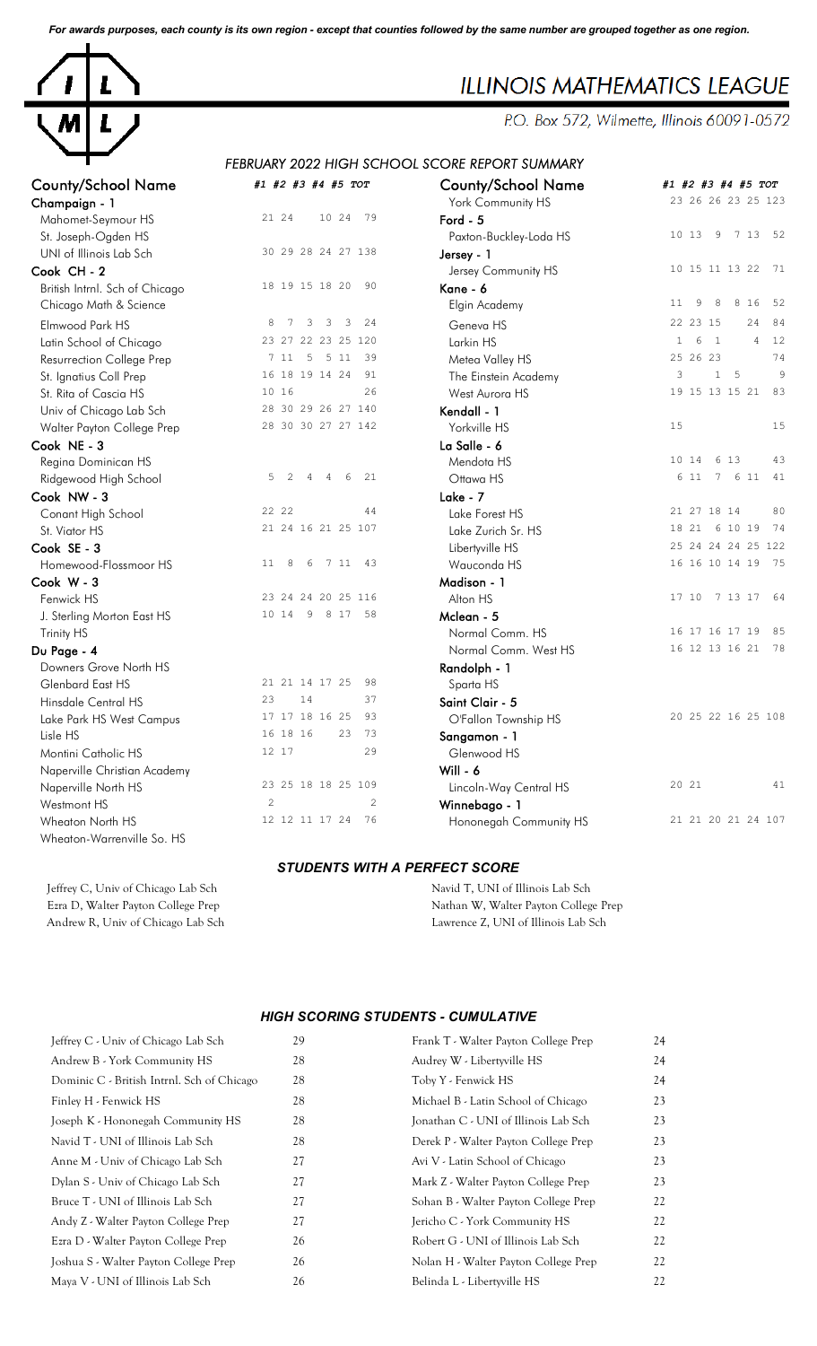*For awards purposes, each county is its own region - except that counties followed by the same number are grouped together as one region.*

# ILLINOIS MATHEMATICS LEAGUE

P.O. Box 572, Wilmette, Illinois 60091-0572

## FEBRUARY 2022 HIGH SCHOOL SCORE REPORT SUMMARY

| County/School Name | #1 | #2 | #3 | #4 | #5 | TOT |
|---|---|---|---|---|---|---|
| **Champaign - 1** | | | | | | |
| Mahomet-Seymour HS | 21 | 24 | | 10 | 24 | 79 |
| St. Joseph-Ogden HS | | | | | | |
| UNI of Illinois Lab Sch | 30 | 29 | 28 | 24 | 27 | 138 |
| **Cook CH - 2** | | | | | | |
| British Intrnl. Sch of Chicago | 18 | 19 | 15 | 18 | 20 | 90 |
| Chicago Math & Science | | | | | | |
| Elmwood Park HS | 8 | 7 | 3 | 3 | 3 | 24 |
| Latin School of Chicago | 23 | 27 | 22 | 23 | 25 | 120 |
| Resurrection College Prep | 7 | 11 | 5 | 5 | 11 | 39 |
| St. Ignatius Coll Prep | 16 | 18 | 19 | 14 | 24 | 91 |
| St. Rita of Cascia HS | 10 | 16 | | | | 26 |
| Univ of Chicago Lab Sch | 28 | 30 | 29 | 26 | 27 | 140 |
| Walter Payton College Prep | 28 | 30 | 30 | 27 | 27 | 142 |
| **Cook NE - 3** | | | | | | |
| Regina Dominican HS | | | | | | |
| Ridgewood High School | 5 | 2 | 4 | 4 | 6 | 21 |
| **Cook NW - 3** | | | | | | |
| Conant High School | 22 | 22 | | | | 44 |
| St. Viator HS | 21 | 24 | 16 | 21 | 25 | 107 |
| **Cook SE - 3** | | | | | | |
| Homewood-Flossmoor HS | 11 | 8 | 6 | 7 | 11 | 43 |
| **Cook W - 3** | | | | | | |
| Fenwick HS | 23 | 24 | 24 | 20 | 25 | 116 |
| J. Sterling Morton East HS | 10 | 14 | 9 | 8 | 17 | 58 |
| Trinity HS | | | | | | |
| **Du Page - 4** | | | | | | |
| Downers Grove North HS | | | | | | |
| Glenbard East HS | 21 | 21 | 14 | 17 | 25 | 98 |
| Hinsdale Central HS | 23 | | 14 | | | 37 |
| Lake Park HS West Campus | 17 | 17 | 18 | 16 | 25 | 93 |
| Lisle HS | 16 | 18 | 16 | | 23 | 73 |
| Montini Catholic HS | 12 | 17 | | | | 29 |
| Naperville Christian Academy | | | | | | |
| Naperville North HS | 23 | 25 | 18 | 18 | 25 | 109 |
| Westmont HS | 2 | | | | | 2 |
| Wheaton North HS | 12 | 12 | 11 | 17 | 24 | 76 |
| Wheaton-Warrenville So. HS | | | | | | |
| York Community HS | 23 | 26 | 26 | 23 | 25 | 123 |
| **Ford - 5** | | | | | | |
| Paxton-Buckley-Loda HS | 10 | 13 | 9 | 7 | 13 | 52 |
| **Jersey - 1** | | | | | | |
| Jersey Community HS | 10 | 15 | 11 | 13 | 22 | 71 |
| **Kane - 6** | | | | | | |
| Elgin Academy | 11 | 9 | 8 | 8 | 16 | 52 |
| Geneva HS | 22 | 23 | 15 | | 24 | 84 |
| Larkin HS | 1 | 6 | 1 | | 4 | 12 |
| Metea Valley HS | 25 | 26 | 23 | | | 74 |
| The Einstein Academy | 3 | | 1 | 5 | | 9 |
| West Aurora HS | 19 | 15 | 13 | 15 | 21 | 83 |
| **Kendall - 1** | | | | | | |
| Yorkville HS | 15 | | | | | 15 |
| **La Salle - 6** | | | | | | |
| Mendota HS | 10 | 14 | | 6 | 13 | 43 |
| Ottawa HS | 6 | 11 | 7 | 6 | 11 | 41 |
| **Lake - 7** | | | | | | |
| Lake Forest HS | 21 | 27 | 18 | 14 | | 80 |
| Lake Zurich Sr. HS | 18 | 21 | 6 | 10 | 19 | 74 |
| Libertyville HS | 25 | 24 | 24 | 24 | 25 | 122 |
| Wauconda HS | 16 | 16 | 10 | 14 | 19 | 75 |
| **Madison - 1** | | | | | | |
| Alton HS | 17 | 10 | 7 | 13 | 17 | 64 |
| **Mclean - 5** | | | | | | |
| Normal Comm. HS | 16 | 17 | 16 | 17 | 19 | 85 |
| Normal Comm. West HS | 16 | 12 | 13 | 16 | 21 | 78 |
| **Randolph - 1** | | | | | | |
| Sparta HS | | | | | | |
| **Saint Clair - 5** | | | | | | |
| O'Fallon Township HS | 20 | 25 | 22 | 16 | 25 | 108 |
| **Sangamon - 1** | | | | | | |
| Glenwood HS | | | | | | |
| **Will - 6** | | | | | | |
| Lincoln-Way Central HS | 20 | 21 | | | | 41 |
| **Winnebago - 1** | | | | | | |
| Hononegah Community HS | 21 | 21 | 20 | 21 | 24 | 107 |

### STUDENTS WITH A PERFECT SCORE

Jeffrey C, Univ of Chicago Lab Sch
Ezra D, Walter Payton College Prep
Andrew R, Univ of Chicago Lab Sch
Navid T, UNI of Illinois Lab Sch
Nathan W, Walter Payton College Prep
Lawrence Z, UNI of Illinois Lab Sch

### HIGH SCORING STUDENTS - CUMULATIVE

| Student | Score |
|---|---|
| Jeffrey C - Univ of Chicago Lab Sch | 29 |
| Andrew B - York Community HS | 28 |
| Dominic C - British Intrnl. Sch of Chicago | 28 |
| Finley H - Fenwick HS | 28 |
| Joseph K - Hononegah Community HS | 28 |
| Navid T - UNI of Illinois Lab Sch | 28 |
| Anne M - Univ of Chicago Lab Sch | 27 |
| Dylan S - Univ of Chicago Lab Sch | 27 |
| Bruce T - UNI of Illinois Lab Sch | 27 |
| Andy Z - Walter Payton College Prep | 27 |
| Ezra D - Walter Payton College Prep | 26 |
| Joshua S - Walter Payton College Prep | 26 |
| Maya V - UNI of Illinois Lab Sch | 26 |
| Frank T - Walter Payton College Prep | 24 |
| Audrey W - Libertyville HS | 24 |
| Toby Y - Fenwick HS | 24 |
| Michael B - Latin School of Chicago | 23 |
| Jonathan C - UNI of Illinois Lab Sch | 23 |
| Derek P - Walter Payton College Prep | 23 |
| Avi V - Latin School of Chicago | 23 |
| Mark Z - Walter Payton College Prep | 23 |
| Sohan B - Walter Payton College Prep | 22 |
| Jericho C - York Community HS | 22 |
| Robert G - UNI of Illinois Lab Sch | 22 |
| Nolan H - Walter Payton College Prep | 22 |
| Belinda L - Libertyville HS | 22 |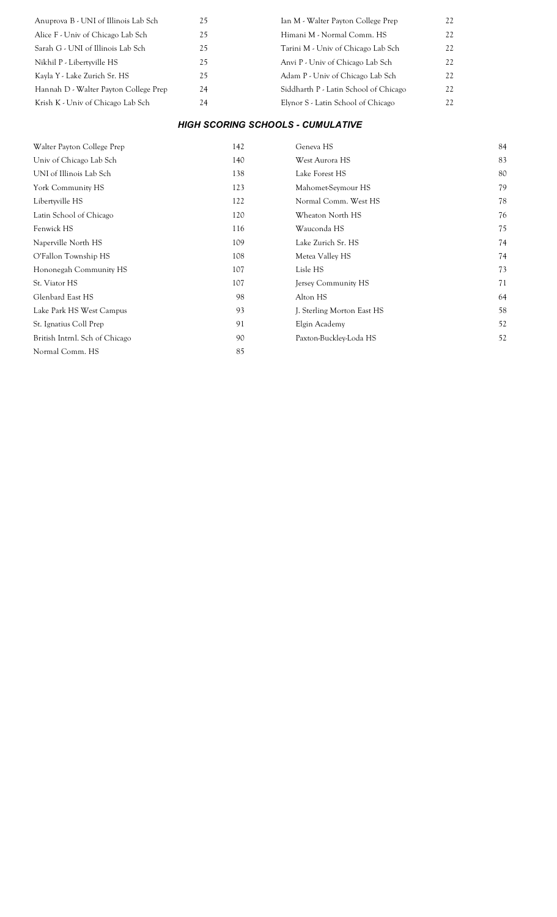| | | | |
|---|---|---|---|
| Anuprova B - UNI of Illinois Lab Sch | 25 | Ian M - Walter Payton College Prep | 22 |
| Alice F - Univ of Chicago Lab Sch | 25 | Himani M - Normal Comm. HS | 22 |
| Sarah G - UNI of Illinois Lab Sch | 25 | Tarini M - Univ of Chicago Lab Sch | 22 |
| Nikhil P - Libertyville HS | 25 | Anvi P - Univ of Chicago Lab Sch | 22 |
| Kayla Y - Lake Zurich Sr. HS | 25 | Adam P - Univ of Chicago Lab Sch | 22 |
| Hannah D - Walter Payton College Prep | 24 | Siddharth P - Latin School of Chicago | 22 |
| Krish K - Univ of Chicago Lab Sch | 24 | Elynor S - Latin School of Chicago | 22 |

### *HIGH SCORING SCHOOLS - CUMULATIVE*

| | | | |
|---|---|---|---|
| Walter Payton College Prep | 142 | Geneva HS | 84 |
| Univ of Chicago Lab Sch | 140 | West Aurora HS | 83 |
| UNI of Illinois Lab Sch | 138 | Lake Forest HS | 80 |
| York Community HS | 123 | Mahomet-Seymour HS | 79 |
| Libertyville HS | 122 | Normal Comm. West HS | 78 |
| Latin School of Chicago | 120 | Wheaton North HS | 76 |
| Fenwick HS | 116 | Wauconda HS | 75 |
| Naperville North HS | 109 | Lake Zurich Sr. HS | 74 |
| O'Fallon Township HS | 108 | Metea Valley HS | 74 |
| Hononegah Community HS | 107 | Lisle HS | 73 |
| St. Viator HS | 107 | Jersey Community HS | 71 |
| Glenbard East HS | 98 | Alton HS | 64 |
| Lake Park HS West Campus | 93 | J. Sterling Morton East HS | 58 |
| St. Ignatius Coll Prep | 91 | Elgin Academy | 52 |
| British Intrnl. Sch of Chicago | 90 | Paxton-Buckley-Loda HS | 52 |
| Normal Comm. HS | 85 | | |